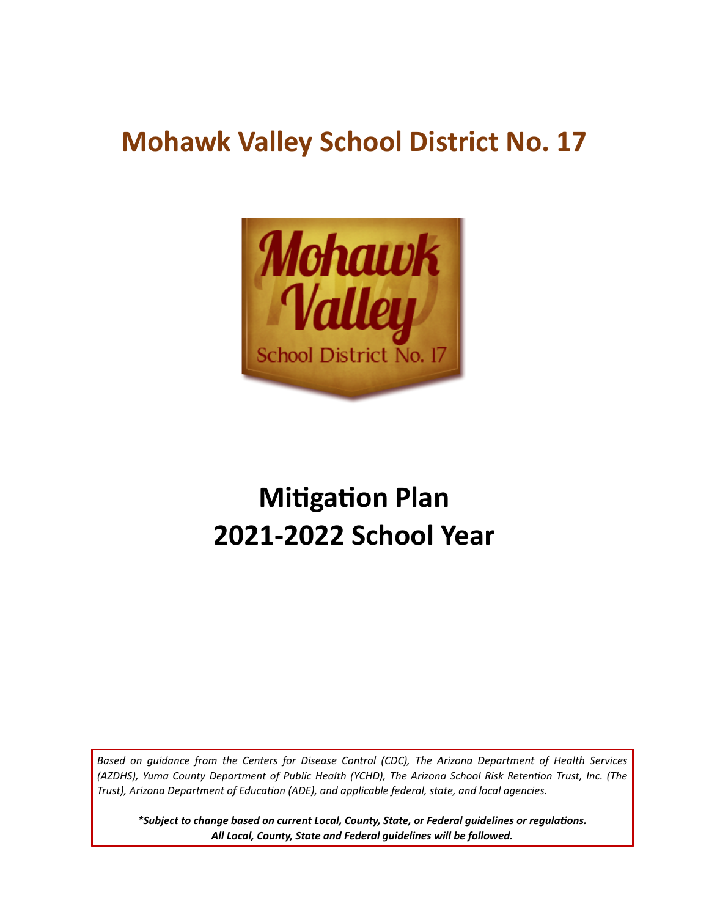# Mohawk Valley School District No. 17

# Mitigation Plan
# 2021-2022 School Year

*Based on guidance from the Centers for Disease Control (CDC), The Arizona Department of Health Services (AZDHS), Yuma County Department of Public Health (YCHD), The Arizona School Risk Retention Trust, Inc. (The Trust), Arizona Department of Education (ADE), and applicable federal, state, and local agencies.*

***Subject to change based on current Local, County, State, or Federal guidelines or regulations. All Local, County, State and Federal guidelines will be followed.***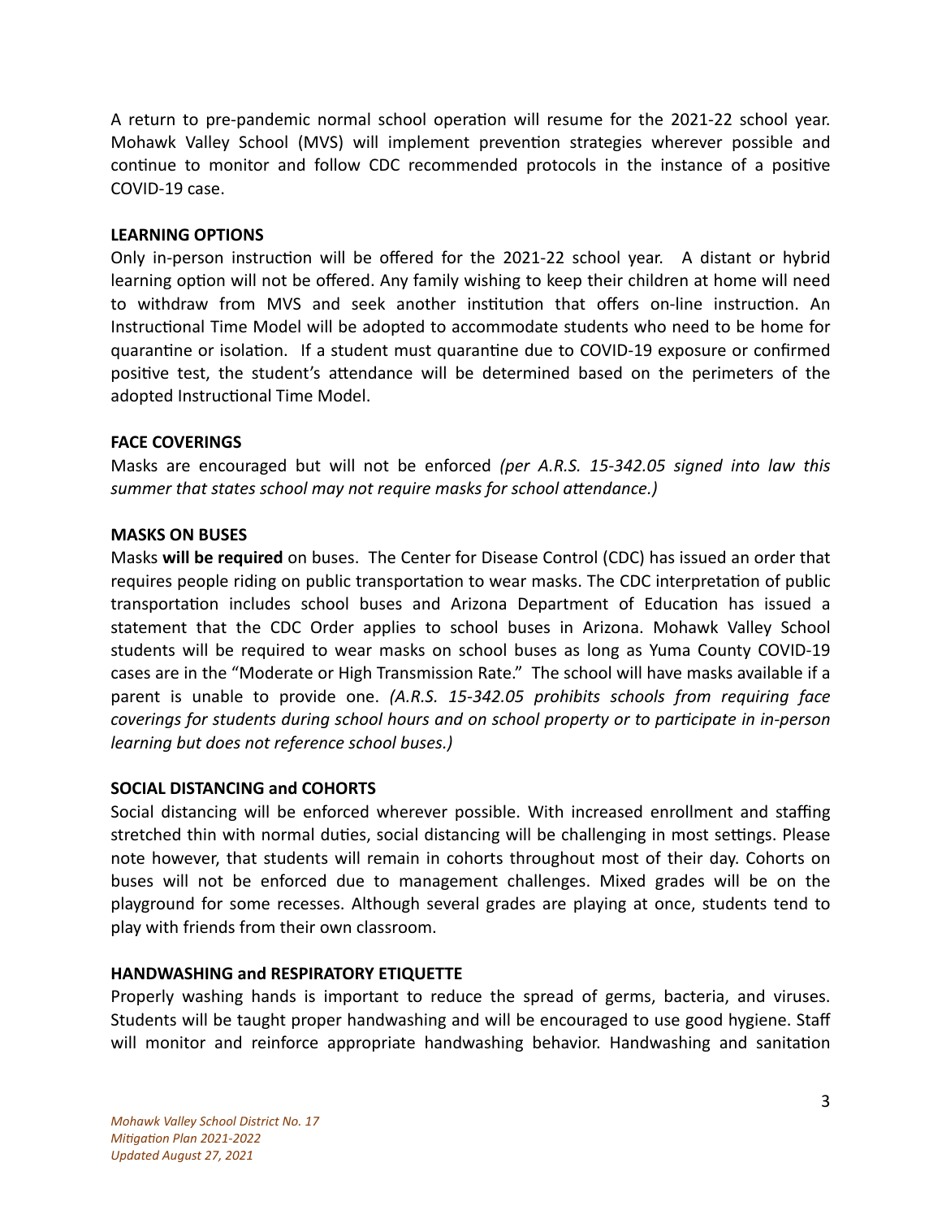A return to pre-pandemic normal school operation will resume for the 2021-22 school year. Mohawk Valley School (MVS) will implement prevention strategies wherever possible and continue to monitor and follow CDC recommended protocols in the instance of a positive COVID-19 case.

**LEARNING OPTIONS**

Only in-person instruction will be offered for the 2021-22 school year. A distant or hybrid learning option will not be offered. Any family wishing to keep their children at home will need to withdraw from MVS and seek another institution that offers on-line instruction. An Instructional Time Model will be adopted to accommodate students who need to be home for quarantine or isolation. If a student must quarantine due to COVID-19 exposure or confirmed positive test, the student's attendance will be determined based on the perimeters of the adopted Instructional Time Model.

**FACE COVERINGS**

Masks are encouraged but will not be enforced *(per A.R.S. 15-342.05 signed into law this summer that states school may not require masks for school attendance.)*

**MASKS ON BUSES**

Masks **will be required** on buses. The Center for Disease Control (CDC) has issued an order that requires people riding on public transportation to wear masks. The CDC interpretation of public transportation includes school buses and Arizona Department of Education has issued a statement that the CDC Order applies to school buses in Arizona. Mohawk Valley School students will be required to wear masks on school buses as long as Yuma County COVID-19 cases are in the "Moderate or High Transmission Rate." The school will have masks available if a parent is unable to provide one. *(A.R.S. 15-342.05 prohibits schools from requiring face coverings for students during school hours and on school property or to participate in in-person learning but does not reference school buses.)*

**SOCIAL DISTANCING and COHORTS**

Social distancing will be enforced wherever possible. With increased enrollment and staffing stretched thin with normal duties, social distancing will be challenging in most settings. Please note however, that students will remain in cohorts throughout most of their day. Cohorts on buses will not be enforced due to management challenges. Mixed grades will be on the playground for some recesses. Although several grades are playing at once, students tend to play with friends from their own classroom.

**HANDWASHING and RESPIRATORY ETIQUETTE**

Properly washing hands is important to reduce the spread of germs, bacteria, and viruses. Students will be taught proper handwashing and will be encouraged to use good hygiene. Staff will monitor and reinforce appropriate handwashing behavior. Handwashing and sanitation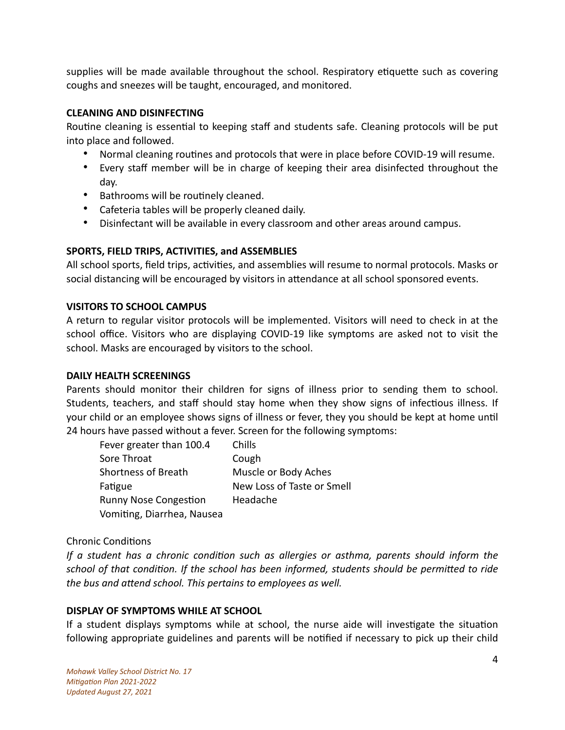supplies will be made available throughout the school. Respiratory etiquette such as covering coughs and sneezes will be taught, encouraged, and monitored.

**CLEANING AND DISINFECTING**

Routine cleaning is essential to keeping staff and students safe. Cleaning protocols will be put into place and followed.

- Normal cleaning routines and protocols that were in place before COVID-19 will resume.
- Every staff member will be in charge of keeping their area disinfected throughout the day.
- Bathrooms will be routinely cleaned.
- Cafeteria tables will be properly cleaned daily.
- Disinfectant will be available in every classroom and other areas around campus.

**SPORTS, FIELD TRIPS, ACTIVITIES, and ASSEMBLIES**

All school sports, field trips, activities, and assemblies will resume to normal protocols. Masks or social distancing will be encouraged by visitors in attendance at all school sponsored events.

**VISITORS TO SCHOOL CAMPUS**

A return to regular visitor protocols will be implemented. Visitors will need to check in at the school office. Visitors who are displaying COVID-19 like symptoms are asked not to visit the school. Masks are encouraged by visitors to the school.

**DAILY HEALTH SCREENINGS**

Parents should monitor their children for signs of illness prior to sending them to school. Students, teachers, and staff should stay home when they show signs of infectious illness. If your child or an employee shows signs of illness or fever, they you should be kept at home until 24 hours have passed without a fever. Screen for the following symptoms:

| | |
|---|---|
| Fever greater than 100.4 | Chills |
| Sore Throat | Cough |
| Shortness of Breath | Muscle or Body Aches |
| Fatigue | New Loss of Taste or Smell |
| Runny Nose Congestion | Headache |
| Vomiting, Diarrhea, Nausea | |

Chronic Conditions

*If a student has a chronic condition such as allergies or asthma, parents should inform the school of that condition. If the school has been informed, students should be permitted to ride the bus and attend school. This pertains to employees as well.*

**DISPLAY OF SYMPTOMS WHILE AT SCHOOL**

If a student displays symptoms while at school, the nurse aide will investigate the situation following appropriate guidelines and parents will be notified if necessary to pick up their child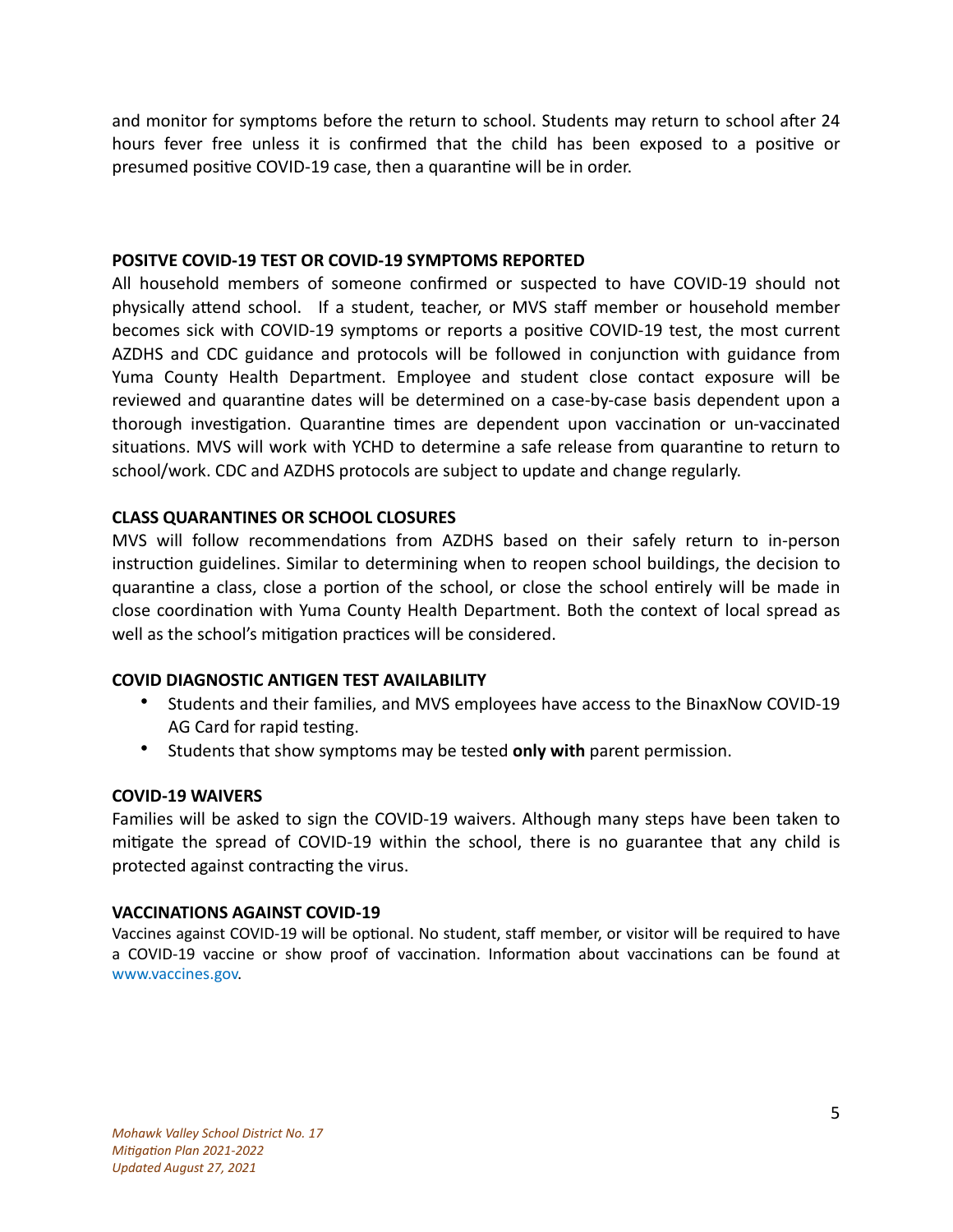and monitor for symptoms before the return to school. Students may return to school after 24 hours fever free unless it is confirmed that the child has been exposed to a positive or presumed positive COVID-19 case, then a quarantine will be in order.

**POSITVE COVID-19 TEST OR COVID-19 SYMPTOMS REPORTED**

All household members of someone confirmed or suspected to have COVID-19 should not physically attend school. If a student, teacher, or MVS staff member or household member becomes sick with COVID-19 symptoms or reports a positive COVID-19 test, the most current AZDHS and CDC guidance and protocols will be followed in conjunction with guidance from Yuma County Health Department. Employee and student close contact exposure will be reviewed and quarantine dates will be determined on a case-by-case basis dependent upon a thorough investigation. Quarantine times are dependent upon vaccination or un-vaccinated situations. MVS will work with YCHD to determine a safe release from quarantine to return to school/work. CDC and AZDHS protocols are subject to update and change regularly.

**CLASS QUARANTINES OR SCHOOL CLOSURES**

MVS will follow recommendations from AZDHS based on their safely return to in-person instruction guidelines. Similar to determining when to reopen school buildings, the decision to quarantine a class, close a portion of the school, or close the school entirely will be made in close coordination with Yuma County Health Department. Both the context of local spread as well as the school's mitigation practices will be considered.

**COVID DIAGNOSTIC ANTIGEN TEST AVAILABILITY**

- Students and their families, and MVS employees have access to the BinaxNow COVID-19 AG Card for rapid testing.
- Students that show symptoms may be tested **only with** parent permission.

**COVID-19 WAIVERS**

Families will be asked to sign the COVID-19 waivers. Although many steps have been taken to mitigate the spread of COVID-19 within the school, there is no guarantee that any child is protected against contracting the virus.

**VACCINATIONS AGAINST COVID-19**

Vaccines against COVID-19 will be optional. No student, staff member, or visitor will be required to have a COVID-19 vaccine or show proof of vaccination. Information about vaccinations can be found at www.vaccines.gov.